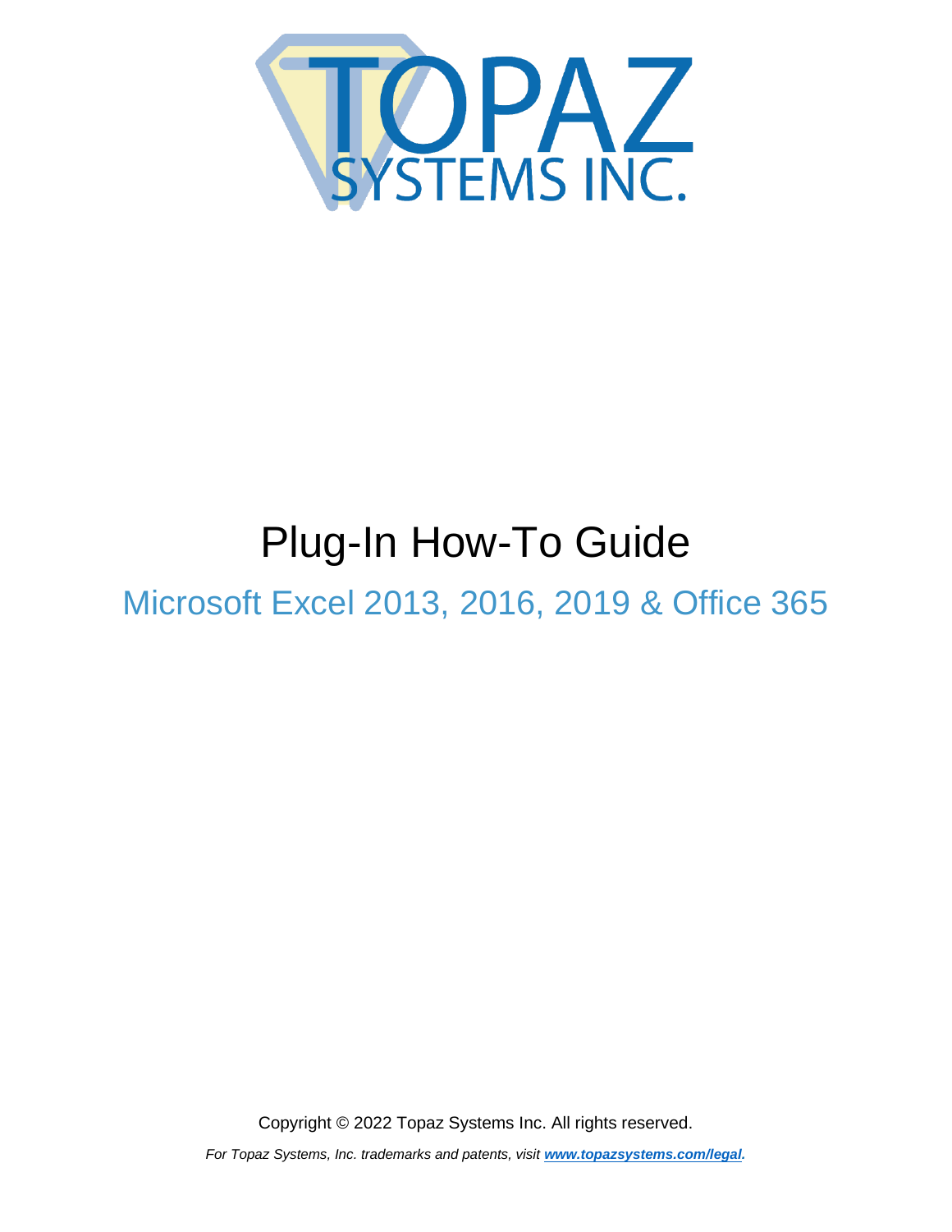# Plug-In How-To Guide

## Microsoft Excel 2013, 2016, 2019 & Office 365

Copyright © 2022 Topaz Systems Inc. All rights reserved.

*For Topaz Systems, Inc. trademarks and patents, visit [www.topazsystems.com/legal](www.topazsystems.com/legal).*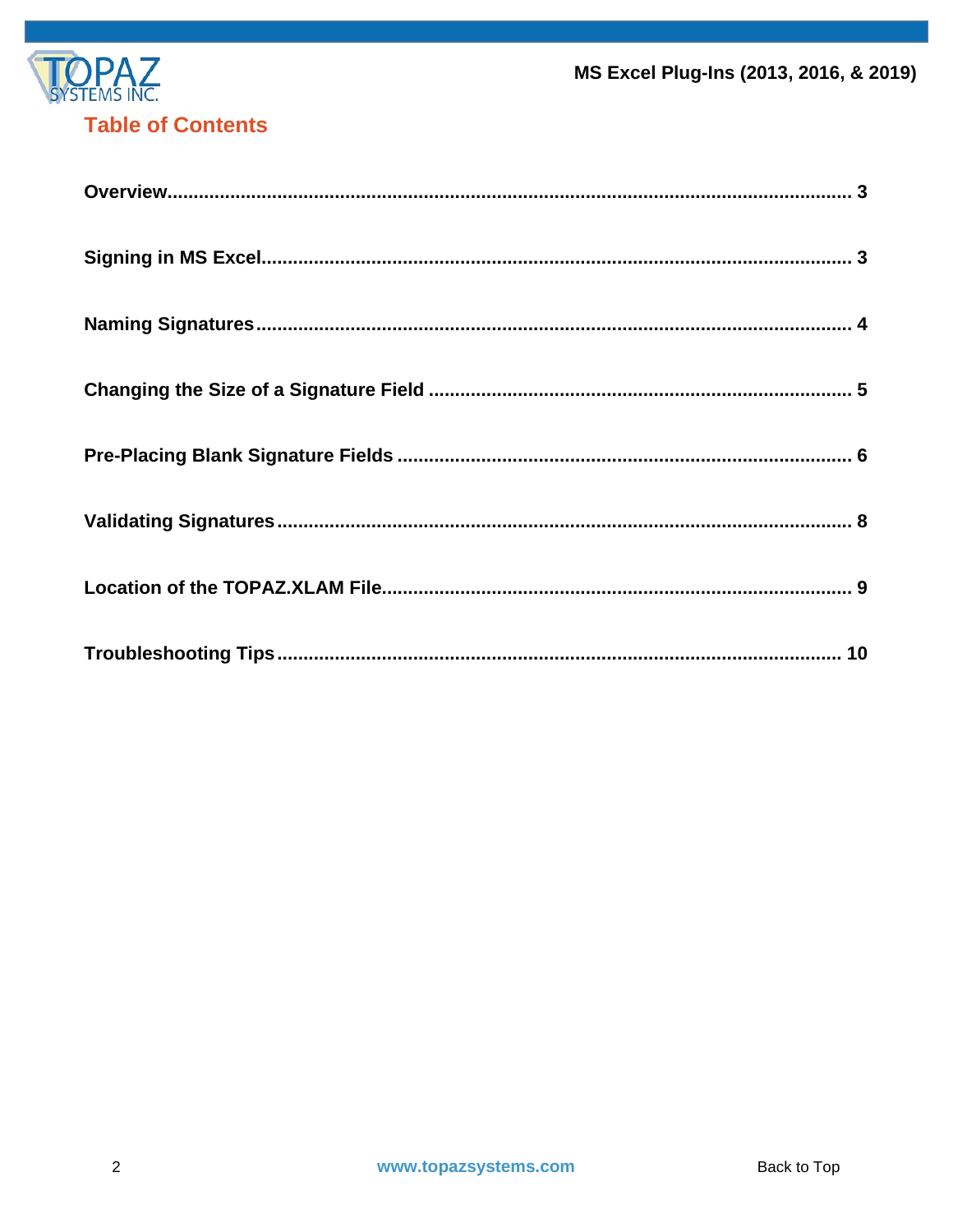## Table of Contents

| | |
|---|---|
| **Overview** | **3** |
| **Signing in MS Excel** | **3** |
| **Naming Signatures** | **4** |
| **Changing the Size of a Signature Field** | **5** |
| **Pre-Placing Blank Signature Fields** | **6** |
| **Validating Signatures** | **8** |
| **Location of the TOPAZ.XLAM File** | **9** |
| **Troubleshooting Tips** | **10** |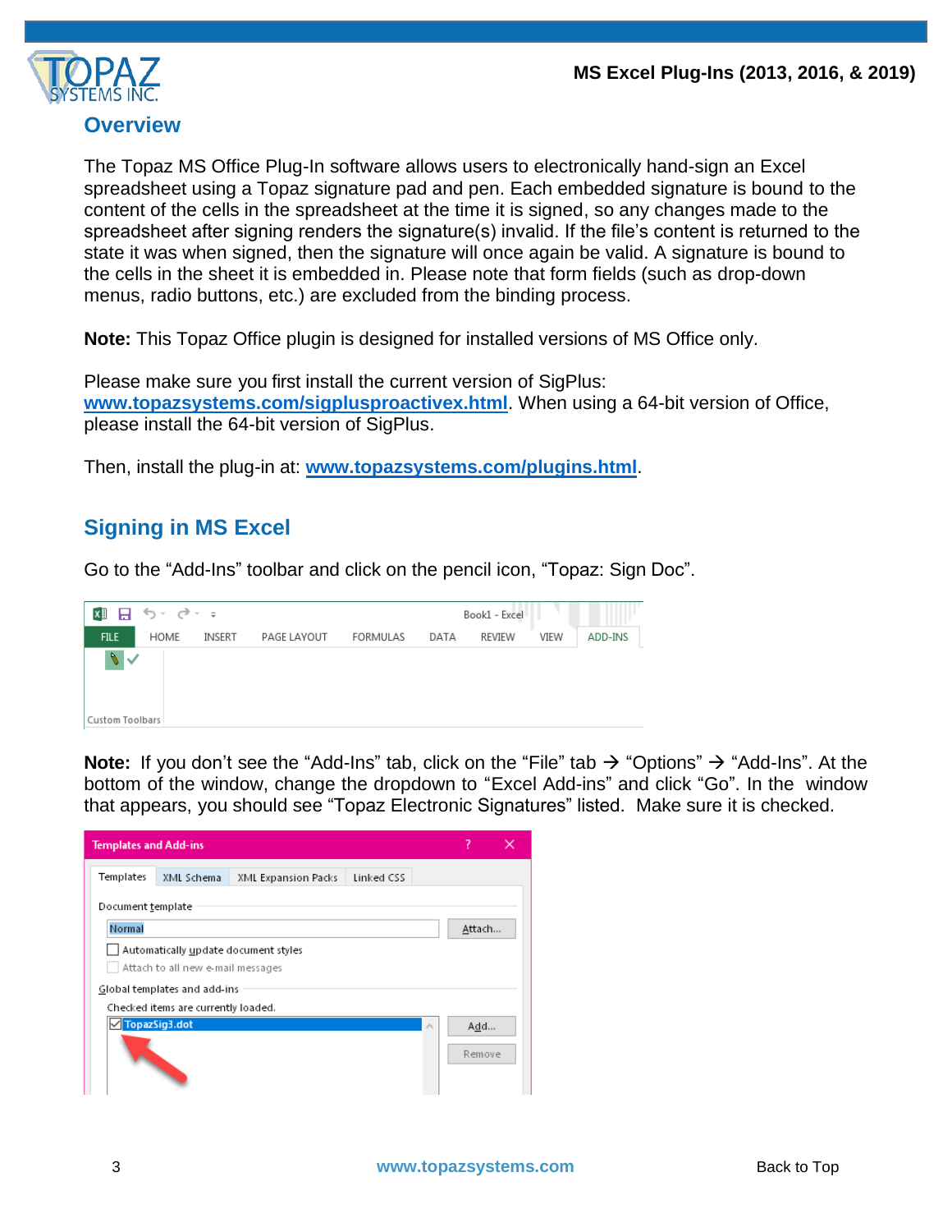## Overview

The Topaz MS Office Plug-In software allows users to electronically hand-sign an Excel spreadsheet using a Topaz signature pad and pen. Each embedded signature is bound to the content of the cells in the spreadsheet at the time it is signed, so any changes made to the spreadsheet after signing renders the signature(s) invalid. If the file's content is returned to the state it was when signed, then the signature will once again be valid. A signature is bound to the cells in the sheet it is embedded in. Please note that form fields (such as drop-down menus, radio buttons, etc.) are excluded from the binding process.

**Note:** This Topaz Office plugin is designed for installed versions of MS Office only.

Please make sure you first install the current version of SigPlus: **www.topazsystems.com/sigplusproactivex.html**. When using a 64-bit version of Office, please install the 64-bit version of SigPlus.

Then, install the plug-in at: **www.topazsystems.com/plugins.html**.

## Signing in MS Excel

Go to the "Add-Ins" toolbar and click on the pencil icon, "Topaz: Sign Doc".

**Note:** If you don't see the "Add-Ins" tab, click on the "File" tab → "Options" → "Add-Ins". At the bottom of the window, change the dropdown to "Excel Add-ins" and click "Go". In the window that appears, you should see "Topaz Electronic Signatures" listed. Make sure it is checked.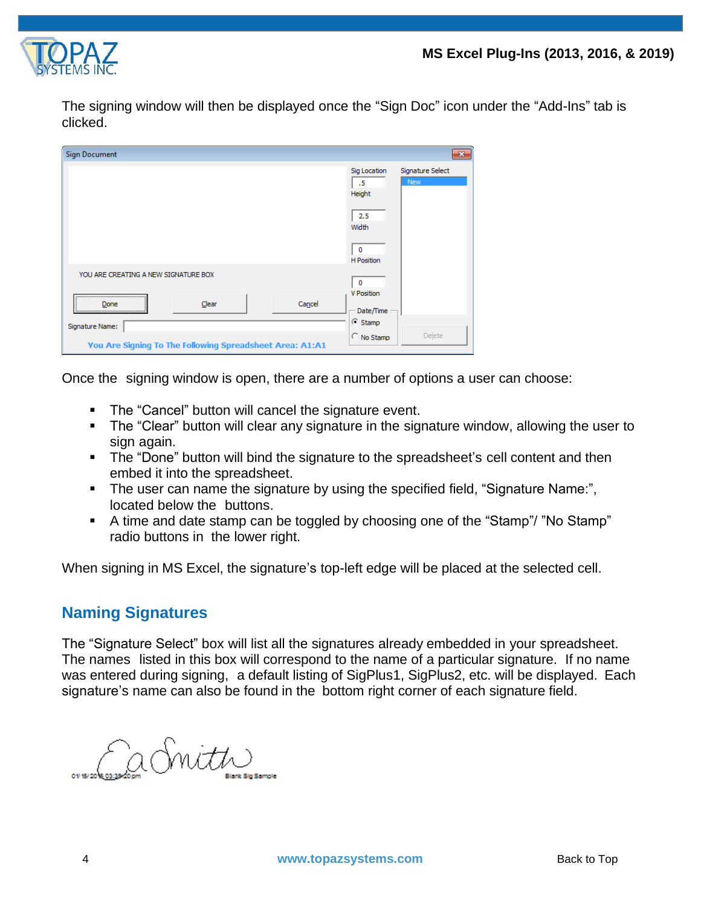The signing window will then be displayed once the "Sign Doc" icon under the "Add-Ins" tab is clicked.

Once the signing window is open, there are a number of options a user can choose:

- The "Cancel" button will cancel the signature event.
- The "Clear" button will clear any signature in the signature window, allowing the user to sign again.
- The "Done" button will bind the signature to the spreadsheet's cell content and then embed it into the spreadsheet.
- The user can name the signature by using the specified field, "Signature Name:", located below the buttons.
- A time and date stamp can be toggled by choosing one of the "Stamp"/ "No Stamp" radio buttons in the lower right.

When signing in MS Excel, the signature's top-left edge will be placed at the selected cell.

## Naming Signatures

The "Signature Select" box will list all the signatures already embedded in your spreadsheet. The names listed in this box will correspond to the name of a particular signature. If no name was entered during signing, a default listing of SigPlus1, SigPlus2, etc. will be displayed. Each signature's name can also be found in the bottom right corner of each signature field.

Back to Top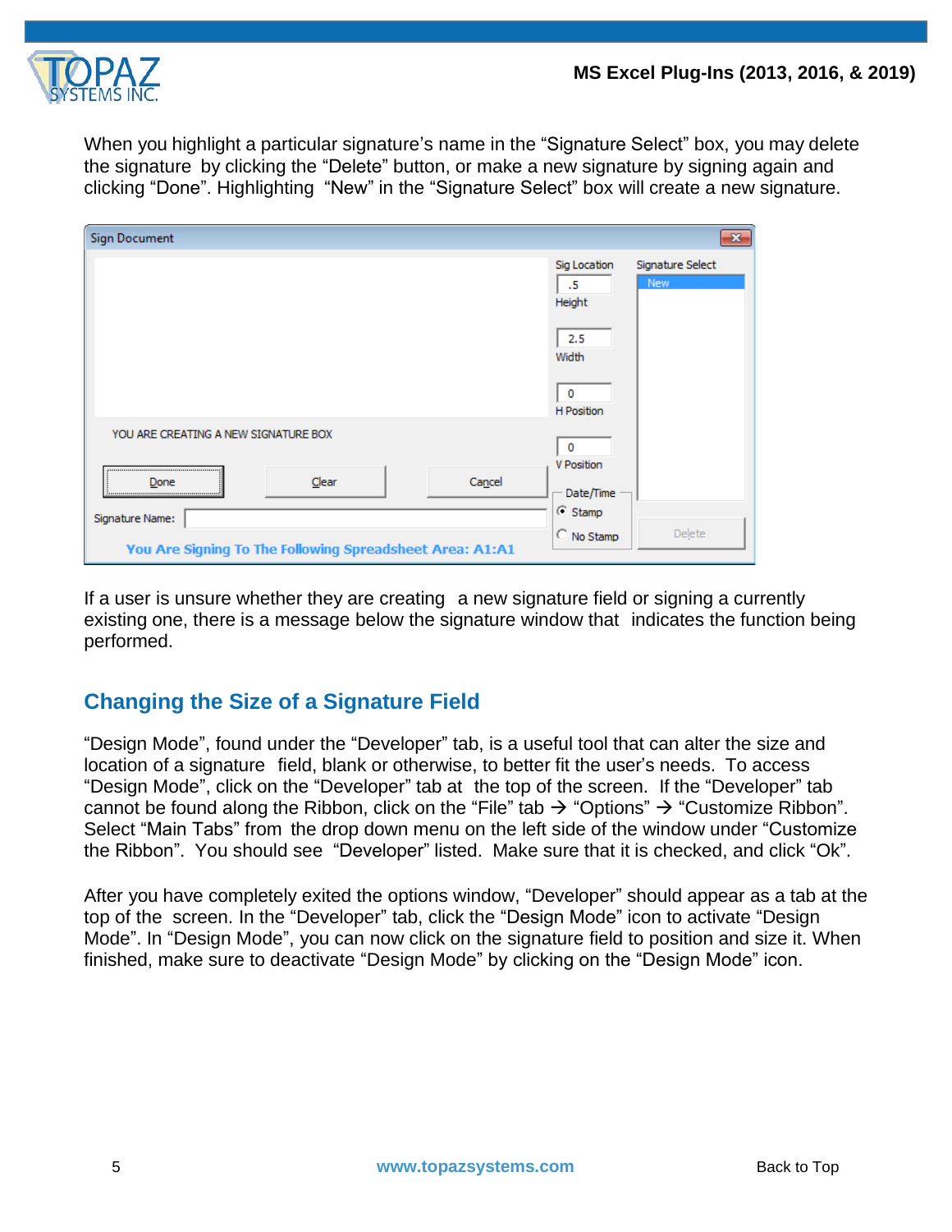When you highlight a particular signature's name in the "Signature Select" box, you may delete the signature by clicking the "Delete" button, or make a new signature by signing again and clicking "Done". Highlighting "New" in the "Signature Select" box will create a new signature.

If a user is unsure whether they are creating a new signature field or signing a currently existing one, there is a message below the signature window that indicates the function being performed.

## Changing the Size of a Signature Field

"Design Mode", found under the "Developer" tab, is a useful tool that can alter the size and location of a signature field, blank or otherwise, to better fit the user's needs. To access "Design Mode", click on the "Developer" tab at the top of the screen. If the "Developer" tab cannot be found along the Ribbon, click on the "File" tab → "Options" → "Customize Ribbon". Select "Main Tabs" from the drop down menu on the left side of the window under "Customize the Ribbon". You should see "Developer" listed. Make sure that it is checked, and click "Ok".

After you have completely exited the options window, "Developer" should appear as a tab at the top of the screen. In the "Developer" tab, click the "Design Mode" icon to activate "Design Mode". In "Design Mode", you can now click on the signature field to position and size it. When finished, make sure to deactivate "Design Mode" by clicking on the "Design Mode" icon.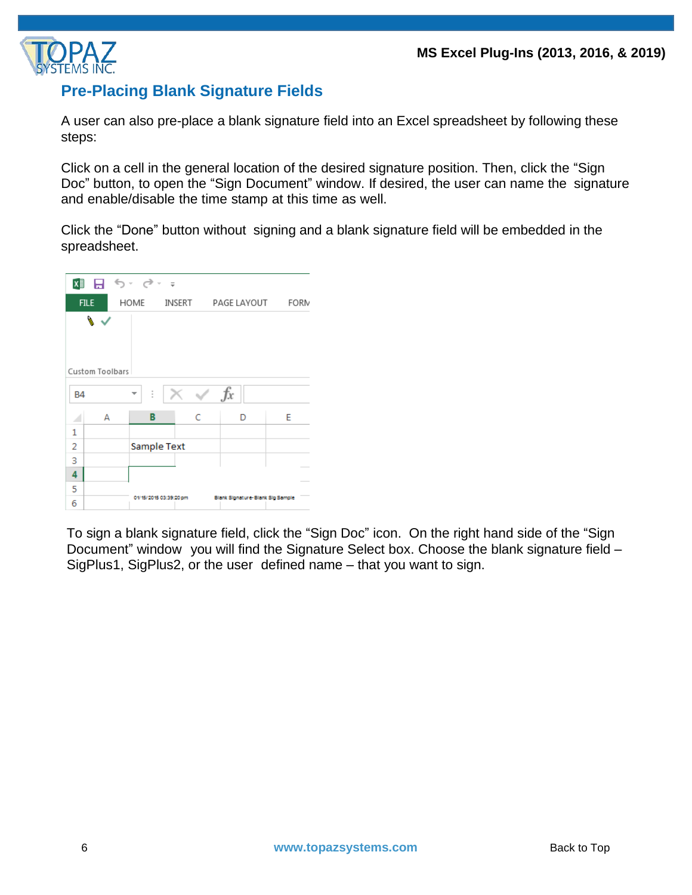## Pre-Placing Blank Signature Fields

A user can also pre-place a blank signature field into an Excel spreadsheet by following these steps:

Click on a cell in the general location of the desired signature position. Then, click the “Sign Doc” button, to open the “Sign Document” window. If desired, the user can name the signature and enable/disable the time stamp at this time as well.

Click the “Done” button without signing and a blank signature field will be embedded in the spreadsheet.

To sign a blank signature field, click the “Sign Doc” icon. On the right hand side of the “Sign Document” window you will find the Signature Select box. Choose the blank signature field – SigPlus1, SigPlus2, or the user defined name – that you want to sign.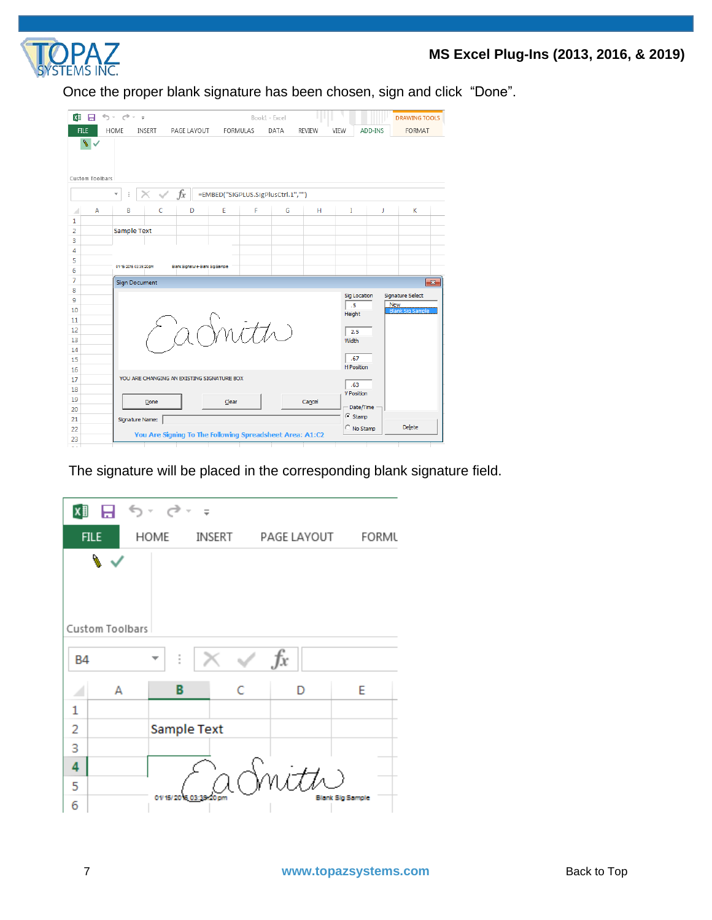Once the proper blank signature has been chosen, sign and click "Done".

The signature will be placed in the corresponding blank signature field.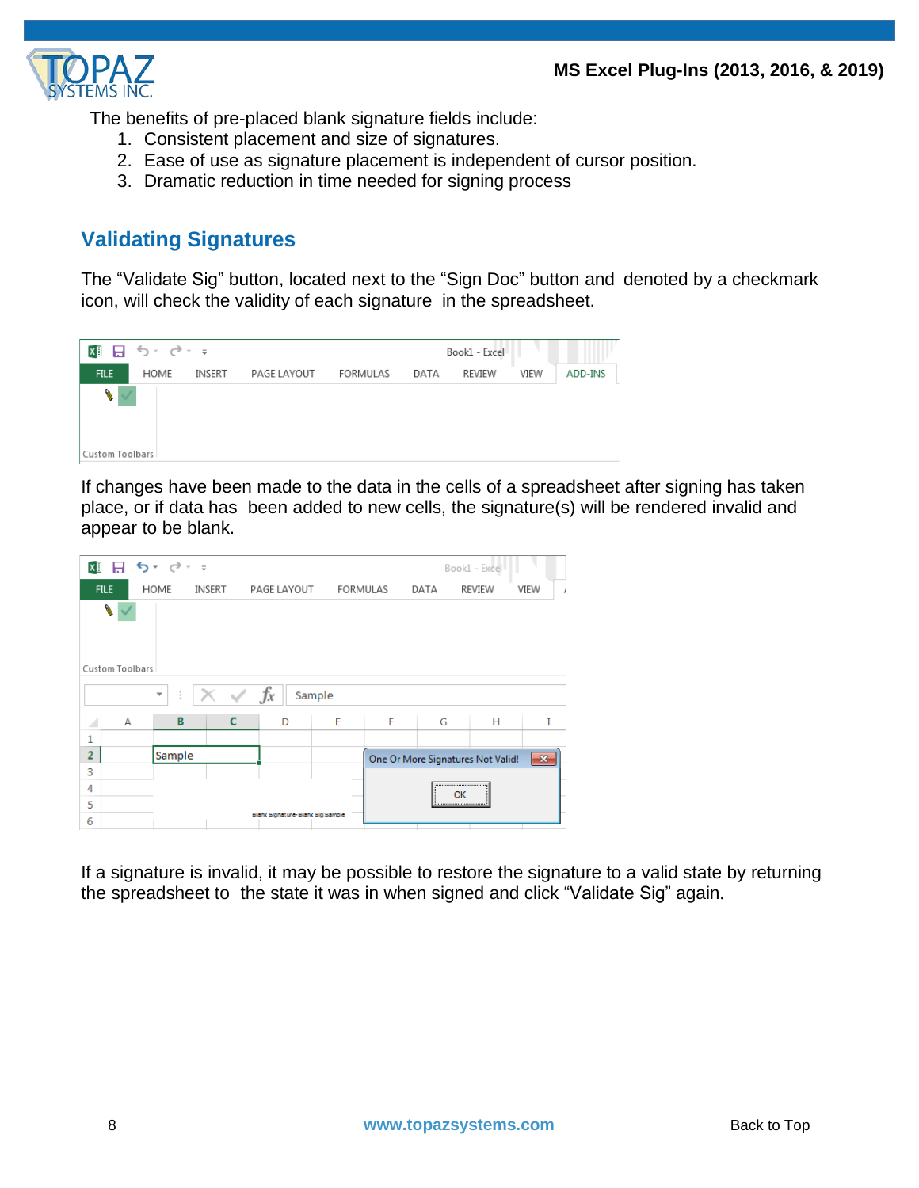The benefits of pre-placed blank signature fields include:

1. Consistent placement and size of signatures.
2. Ease of use as signature placement is independent of cursor position.
3. Dramatic reduction in time needed for signing process

## Validating Signatures

The "Validate Sig" button, located next to the "Sign Doc" button and denoted by a checkmark icon, will check the validity of each signature in the spreadsheet.

If changes have been made to the data in the cells of a spreadsheet after signing has taken place, or if data has been added to new cells, the signature(s) will be rendered invalid and appear to be blank.

If a signature is invalid, it may be possible to restore the signature to a valid state by returning the spreadsheet to the state it was in when signed and click "Validate Sig" again.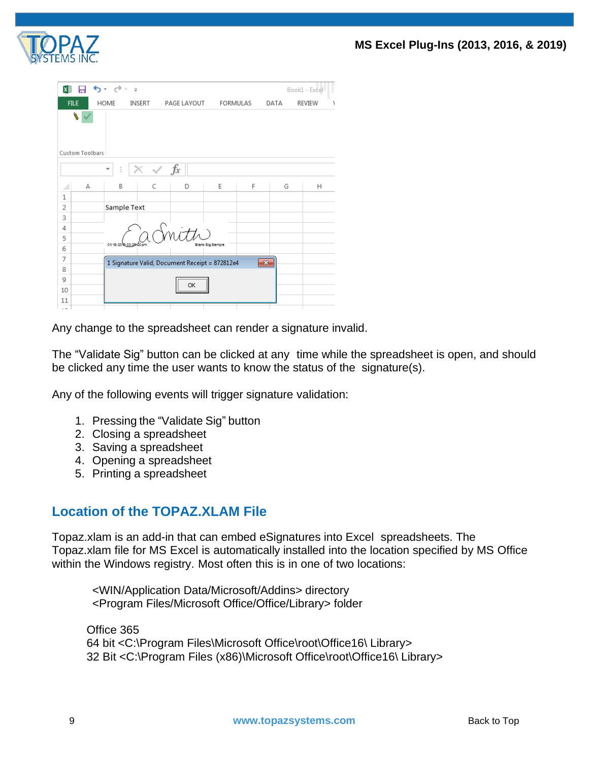Any change to the spreadsheet can render a signature invalid.

The “Validate Sig” button can be clicked at any time while the spreadsheet is open, and should be clicked any time the user wants to know the status of the signature(s).

Any of the following events will trigger signature validation:

1. Pressing the “Validate Sig” button
2. Closing a spreadsheet
3. Saving a spreadsheet
4. Opening a spreadsheet
5. Printing a spreadsheet

## Location of the TOPAZ.XLAM File

Topaz.xlam is an add-in that can embed eSignatures into Excel spreadsheets. The Topaz.xlam file for MS Excel is automatically installed into the location specified by MS Office within the Windows registry. Most often this is in one of two locations:

<WIN/Application Data/Microsoft/Addins> directory
<Program Files/Microsoft Office/Office/Library> folder

Office 365
64 bit <C:\Program Files\Microsoft Office\root\Office16\ Library>
32 Bit <C:\Program Files (x86)\Microsoft Office\root\Office16\ Library>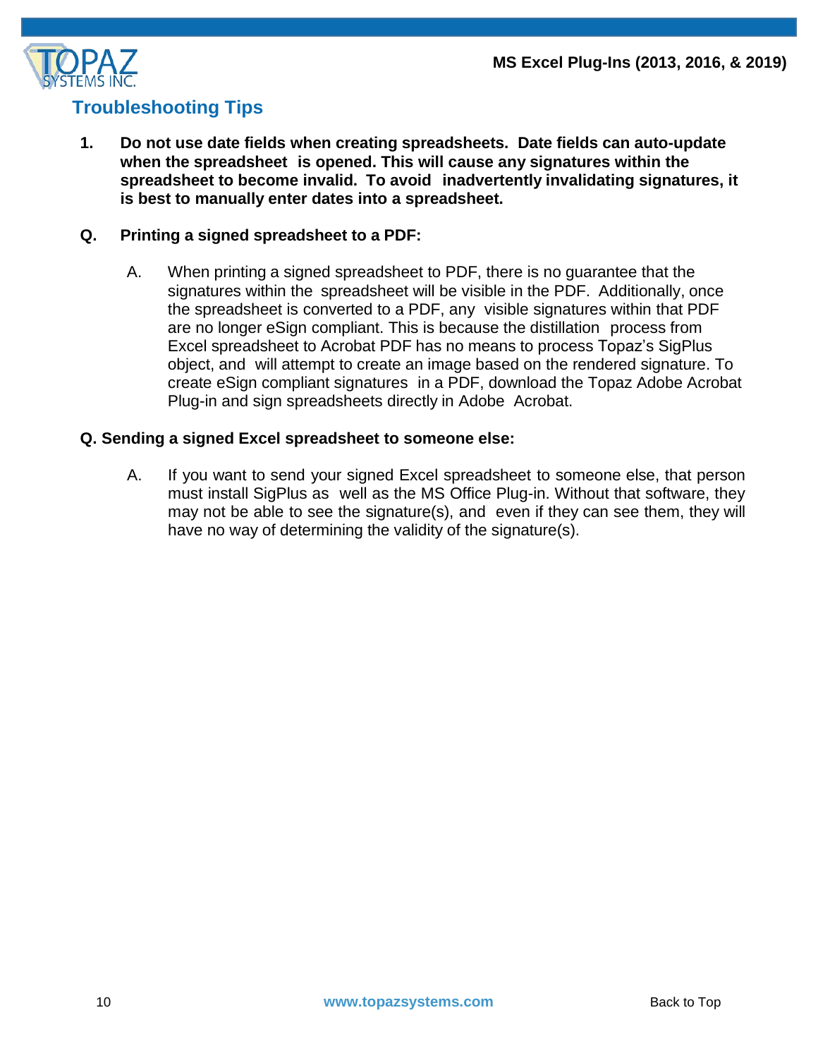## Troubleshooting Tips

1. **Do not use date fields when creating spreadsheets. Date fields can auto-update when the spreadsheet is opened. This will cause any signatures within the spreadsheet to become invalid. To avoid inadvertently invalidating signatures, it is best to manually enter dates into a spreadsheet.**

**Q. Printing a signed spreadsheet to a PDF:**

A. When printing a signed spreadsheet to PDF, there is no guarantee that the signatures within the spreadsheet will be visible in the PDF. Additionally, once the spreadsheet is converted to a PDF, any visible signatures within that PDF are no longer eSign compliant. This is because the distillation process from Excel spreadsheet to Acrobat PDF has no means to process Topaz's SigPlus object, and will attempt to create an image based on the rendered signature. To create eSign compliant signatures in a PDF, download the Topaz Adobe Acrobat Plug-in and sign spreadsheets directly in Adobe Acrobat.

**Q. Sending a signed Excel spreadsheet to someone else:**

A. If you want to send your signed Excel spreadsheet to someone else, that person must install SigPlus as well as the MS Office Plug-in. Without that software, they may not be able to see the signature(s), and even if they can see them, they will have no way of determining the validity of the signature(s).